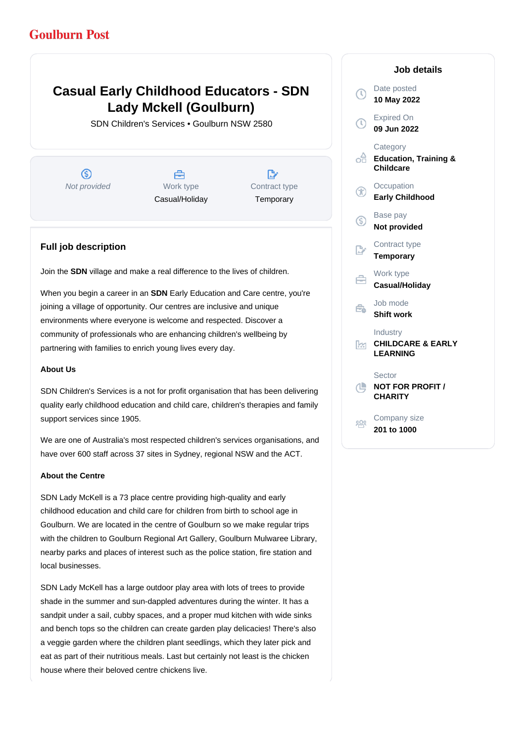Goulburn Post

# Casual Early Childhood Educators - SDN Lady Mckell (Goulburn)

SDN Children's Services • Goulburn NSW 2580

*Not provided*

Work type
Casual/Holiday

Contract type
Temporary

## Job details

Date posted
**10 May 2022**

Expired On
**09 Jun 2022**

Category
**Education, Training & Childcare**

Occupation
**Early Childhood**

Base pay
**Not provided**

Contract type
**Temporary**

Work type
**Casual/Holiday**

Job mode
**Shift work**

Industry
**CHILDCARE & EARLY LEARNING**

Sector
**NOT FOR PROFIT / CHARITY**

Company size
**201 to 1000**

## Full job description

Join the **SDN** village and make a real difference to the lives of children.

When you begin a career in an **SDN** Early Education and Care centre, you're joining a village of opportunity. Our centres are inclusive and unique environments where everyone is welcome and respected. Discover a community of professionals who are enhancing children's wellbeing by partnering with families to enrich young lives every day.

**About Us**

SDN Children's Services is a not for profit organisation that has been delivering quality early childhood education and child care, children's therapies and family support services since 1905.

We are one of Australia's most respected children's services organisations, and have over 600 staff across 37 sites in Sydney, regional NSW and the ACT.

**About the Centre**

SDN Lady McKell is a 73 place centre providing high-quality and early childhood education and child care for children from birth to school age in Goulburn. We are located in the centre of Goulburn so we make regular trips with the children to Goulburn Regional Art Gallery, Goulburn Mulwaree Library, nearby parks and places of interest such as the police station, fire station and local businesses.

SDN Lady McKell has a large outdoor play area with lots of trees to provide shade in the summer and sun-dappled adventures during the winter. It has a sandpit under a sail, cubby spaces, and a proper mud kitchen with wide sinks and bench tops so the children can create garden play delicacies! There's also a veggie garden where the children plant seedlings, which they later pick and eat as part of their nutritious meals. Last but certainly not least is the chicken house where their beloved centre chickens live.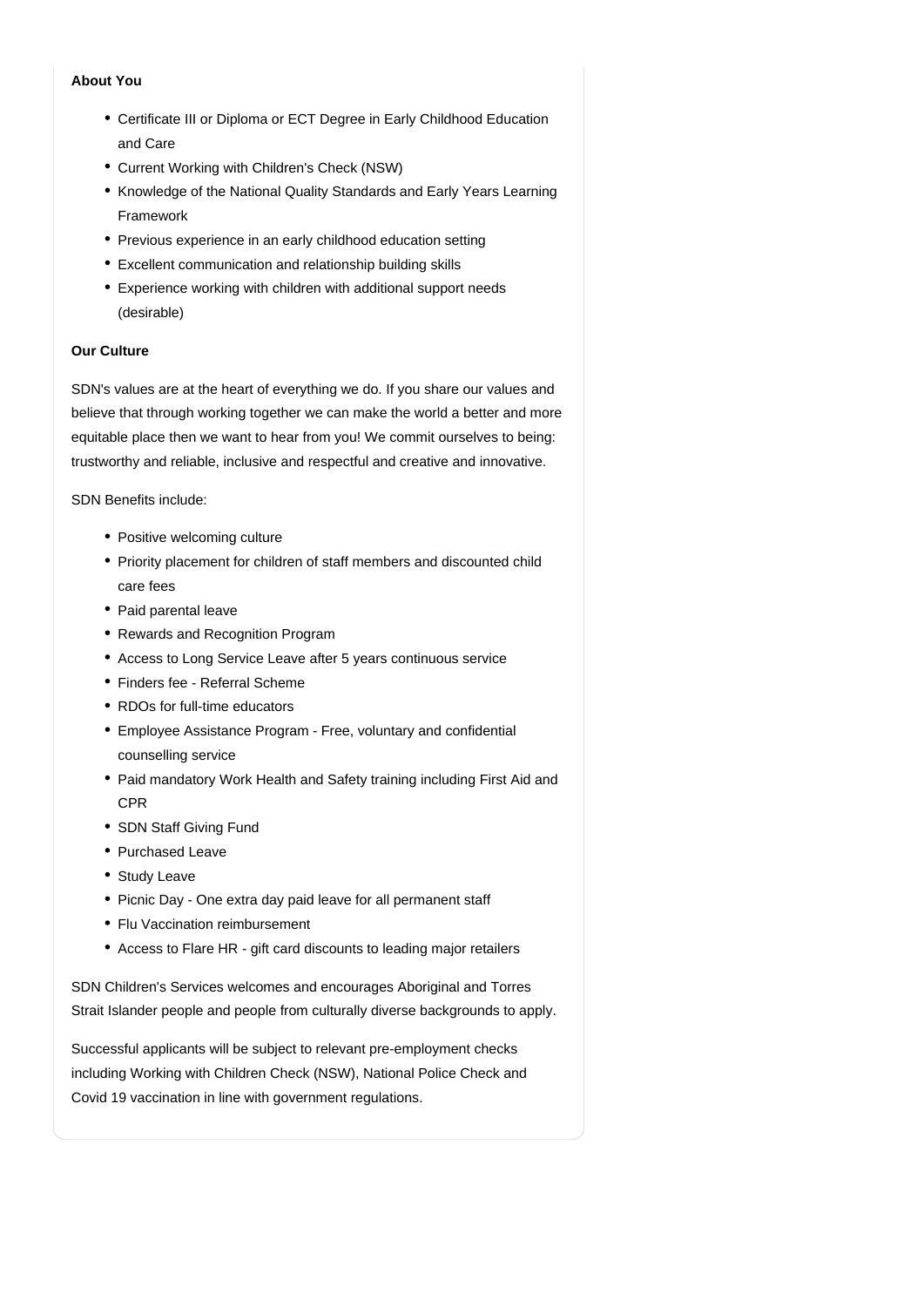**About You**

- Certificate III or Diploma or ECT Degree in Early Childhood Education and Care
- Current Working with Children's Check (NSW)
- Knowledge of the National Quality Standards and Early Years Learning Framework
- Previous experience in an early childhood education setting
- Excellent communication and relationship building skills
- Experience working with children with additional support needs (desirable)

**Our Culture**

SDN's values are at the heart of everything we do. If you share our values and believe that through working together we can make the world a better and more equitable place then we want to hear from you! We commit ourselves to being: trustworthy and reliable, inclusive and respectful and creative and innovative.

SDN Benefits include:

- Positive welcoming culture
- Priority placement for children of staff members and discounted child care fees
- Paid parental leave
- Rewards and Recognition Program
- Access to Long Service Leave after 5 years continuous service
- Finders fee - Referral Scheme
- RDOs for full-time educators
- Employee Assistance Program - Free, voluntary and confidential counselling service
- Paid mandatory Work Health and Safety training including First Aid and CPR
- SDN Staff Giving Fund
- Purchased Leave
- Study Leave
- Picnic Day - One extra day paid leave for all permanent staff
- Flu Vaccination reimbursement
- Access to Flare HR - gift card discounts to leading major retailers

SDN Children's Services welcomes and encourages Aboriginal and Torres Strait Islander people and people from culturally diverse backgrounds to apply.

Successful applicants will be subject to relevant pre-employment checks including Working with Children Check (NSW), National Police Check and Covid 19 vaccination in line with government regulations.